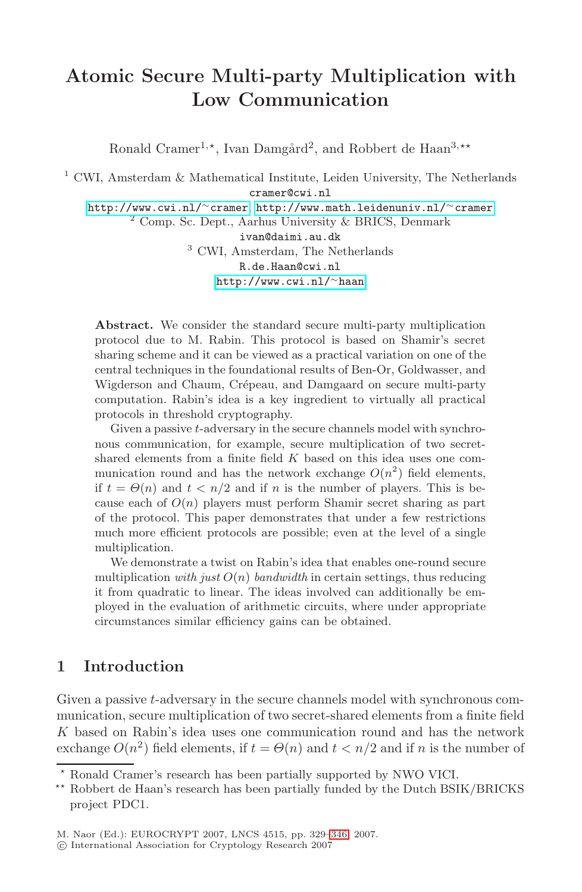# Atomic Secure Multi-party Multiplication with Low Communication

Ronald Cramer[1,⋆], Ivan Damgård[2], and Robbert de Haan[3,⋆⋆]

[1] CWI, Amsterdam & Mathematical Institute, Leiden University, The Netherlands
cramer@cwi.nl
http://www.cwi.nl/~cramer, http://www.math.leidenuniv.nl/~cramer
[2] Comp. Sc. Dept., Aarhus University & BRICS, Denmark
ivan@daimi.au.dk
[3] CWI, Amsterdam, The Netherlands
R.de.Haan@cwi.nl
http://www.cwi.nl/~haan

**Abstract.** We consider the standard secure multi-party multiplication protocol due to M. Rabin. This protocol is based on Shamir's secret sharing scheme and it can be viewed as a practical variation on one of the central techniques in the foundational results of Ben-Or, Goldwasser, and Wigderson and Chaum, Crépeau, and Damgaard on secure multi-party computation. Rabin's idea is a key ingredient to virtually all practical protocols in threshold cryptography.

Given a passive $t$-adversary in the secure channels model with synchronous communication, for example, secure multiplication of two secret-shared elements from a finite field $K$ based on this idea uses one communication round and has the network exchange $O(n^2)$ field elements, if $t = \Theta(n)$ and $t < n/2$ and if $n$ is the number of players. This is because each of $O(n)$ players must perform Shamir secret sharing as part of the protocol. This paper demonstrates that under a few restrictions much more efficient protocols are possible; even at the level of a single multiplication.

We demonstrate a twist on Rabin's idea that enables one-round secure multiplication *with just* $O(n)$ *bandwidth* in certain settings, thus reducing it from quadratic to linear. The ideas involved can additionally be employed in the evaluation of arithmetic circuits, where under appropriate circumstances similar efficiency gains can be obtained.

## 1 Introduction

Given a passive $t$-adversary in the secure channels model with synchronous communication, secure multiplication of two secret-shared elements from a finite field $K$ based on Rabin's idea uses one communication round and has the network exchange $O(n^2)$ field elements, if $t = \Theta(n)$ and $t < n/2$ and if $n$ is the number of

⋆ Ronald Cramer's research has been partially supported by NWO VICI.

⋆⋆ Robbert de Haan's research has been partially funded by the Dutch BSIK/BRICKS project PDC1.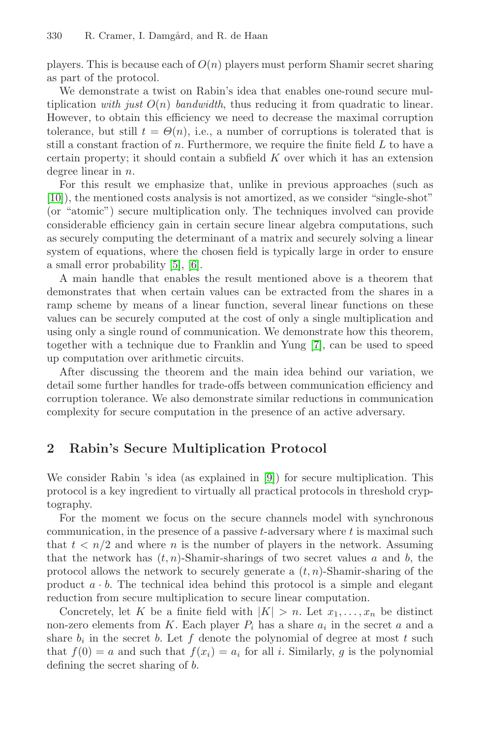players. This is because each of $O(n)$ players must perform Shamir secret sharing as part of the protocol.

We demonstrate a twist on Rabin's idea that enables one-round secure multiplication *with just* $O(n)$ *bandwidth*, thus reducing it from quadratic to linear. However, to obtain this efficiency we need to decrease the maximal corruption tolerance, but still $t = \Theta(n)$, i.e., a number of corruptions is tolerated that is still a constant fraction of $n$. Furthermore, we require the finite field $L$ to have a certain property; it should contain a subfield $K$ over which it has an extension degree linear in $n$.

For this result we emphasize that, unlike in previous approaches (such as [10]), the mentioned costs analysis is not amortized, as we consider "single-shot" (or "atomic") secure multiplication only. The techniques involved can provide considerable efficiency gain in certain secure linear algebra computations, such as securely computing the determinant of a matrix and securely solving a linear system of equations, where the chosen field is typically large in order to ensure a small error probability [5], [6].

A main handle that enables the result mentioned above is a theorem that demonstrates that when certain values can be extracted from the shares in a ramp scheme by means of a linear function, several linear functions on these values can be securely computed at the cost of only a single multiplication and using only a single round of communication. We demonstrate how this theorem, together with a technique due to Franklin and Yung [7], can be used to speed up computation over arithmetic circuits.

After discussing the theorem and the main idea behind our variation, we detail some further handles for trade-offs between communication efficiency and corruption tolerance. We also demonstrate similar reductions in communication complexity for secure computation in the presence of an active adversary.

## 2 Rabin's Secure Multiplication Protocol

We consider Rabin 's idea (as explained in [9]) for secure multiplication. This protocol is a key ingredient to virtually all practical protocols in threshold cryptography.

For the moment we focus on the secure channels model with synchronous communication, in the presence of a passive $t$-adversary where $t$ is maximal such that $t < n/2$ and where $n$ is the number of players in the network. Assuming that the network has $(t, n)$-Shamir-sharings of two secret values $a$ and $b$, the protocol allows the network to securely generate a $(t, n)$-Shamir-sharing of the product $a \cdot b$. The technical idea behind this protocol is a simple and elegant reduction from secure multiplication to secure linear computation.

Concretely, let $K$ be a finite field with $|K| > n$. Let $x_1, \ldots, x_n$ be distinct non-zero elements from $K$. Each player $P_i$ has a share $a_i$ in the secret $a$ and a share $b_i$ in the secret $b$. Let $f$ denote the polynomial of degree at most $t$ such that $f(0) = a$ and such that $f(x_i) = a_i$ for all $i$. Similarly, $g$ is the polynomial defining the secret sharing of $b$.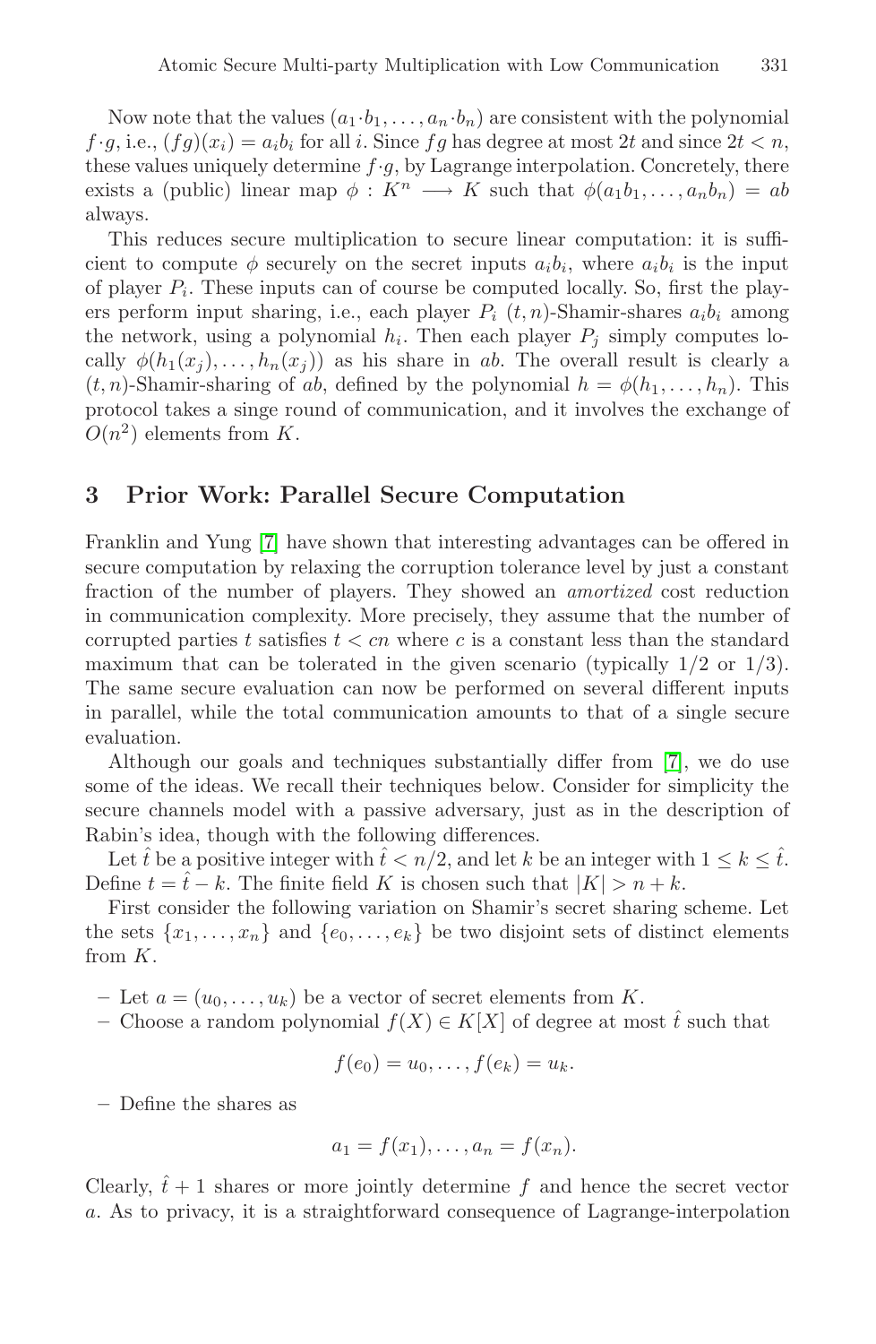Now note that the values $(a_1 \cdot b_1, \ldots, a_n \cdot b_n)$ are consistent with the polynomial $f \cdot g$, i.e., $(fg)(x_i) = a_i b_i$ for all $i$. Since $fg$ has degree at most $2t$ and since $2t < n$, these values uniquely determine $f \cdot g$, by Lagrange interpolation. Concretely, there exists a (public) linear map $\phi : K^n \longrightarrow K$ such that $\phi(a_1 b_1, \ldots, a_n b_n) = ab$ always.

This reduces secure multiplication to secure linear computation: it is sufficient to compute $\phi$ securely on the secret inputs $a_i b_i$, where $a_i b_i$ is the input of player $P_i$. These inputs can of course be computed locally. So, first the players perform input sharing, i.e., each player $P_i$ $(t, n)$-Shamir-shares $a_i b_i$ among the network, using a polynomial $h_i$. Then each player $P_j$ simply computes locally $\phi(h_1(x_j), \ldots, h_n(x_j))$ as his share in $ab$. The overall result is clearly a $(t, n)$-Shamir-sharing of $ab$, defined by the polynomial $h = \phi(h_1, \ldots, h_n)$. This protocol takes a singe round of communication, and it involves the exchange of $O(n^2)$ elements from $K$.

## 3 Prior Work: Parallel Secure Computation

Franklin and Yung [7] have shown that interesting advantages can be offered in secure computation by relaxing the corruption tolerance level by just a constant fraction of the number of players. They showed an *amortized* cost reduction in communication complexity. More precisely, they assume that the number of corrupted parties $t$ satisfies $t < cn$ where $c$ is a constant less than the standard maximum that can be tolerated in the given scenario (typically 1/2 or 1/3). The same secure evaluation can now be performed on several different inputs in parallel, while the total communication amounts to that of a single secure evaluation.

Although our goals and techniques substantially differ from [7], we do use some of the ideas. We recall their techniques below. Consider for simplicity the secure channels model with a passive adversary, just as in the description of Rabin's idea, though with the following differences.

Let $\hat{t}$ be a positive integer with $\hat{t} < n/2$, and let $k$ be an integer with $1 \leq k \leq \hat{t}$. Define $t = \hat{t} - k$. The finite field $K$ is chosen such that $|K| > n + k$.

First consider the following variation on Shamir's secret sharing scheme. Let the sets $\{x_1, \ldots, x_n\}$ and $\{e_0, \ldots, e_k\}$ be two disjoint sets of distinct elements from $K$.

- Let $a = (u_0, \ldots, u_k)$ be a vector of secret elements from $K$.
- Choose a random polynomial $f(X) \in K[X]$ of degree at most $\hat{t}$ such that

$$f(e_0) = u_0, \ldots, f(e_k) = u_k.$$

- Define the shares as

$$a_1 = f(x_1), \ldots, a_n = f(x_n).$$

Clearly, $\hat{t} + 1$ shares or more jointly determine $f$ and hence the secret vector $a$. As to privacy, it is a straightforward consequence of Lagrange-interpolation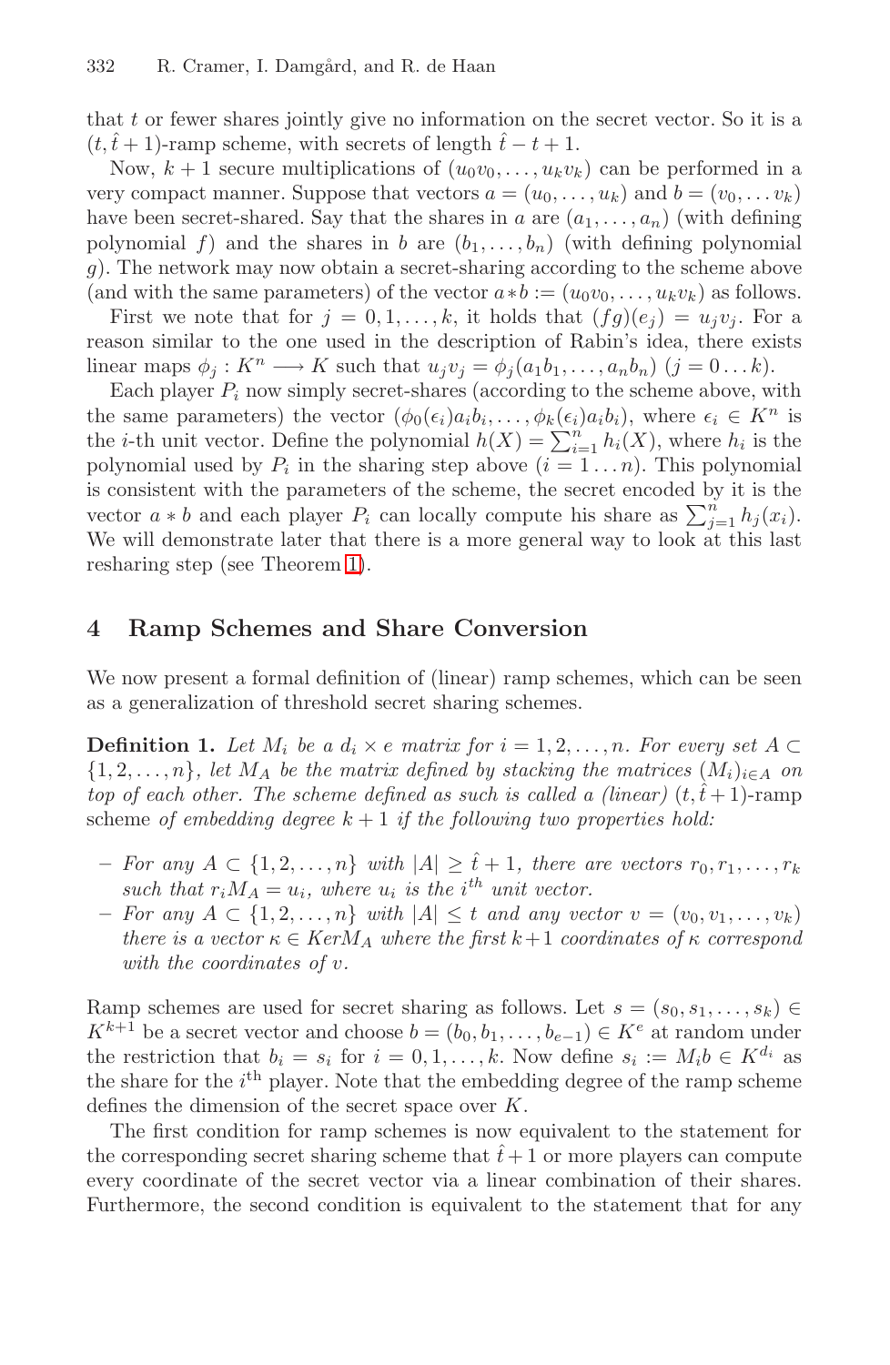that $t$ or fewer shares jointly give no information on the secret vector. So it is a $(t, \hat{t}+1)$-ramp scheme, with secrets of length $\hat{t} - t + 1$.

Now, $k+1$ secure multiplications of $(u_0 v_0, \ldots, u_k v_k)$ can be performed in a very compact manner. Suppose that vectors $a = (u_0, \ldots, u_k)$ and $b = (v_0, \ldots v_k)$ have been secret-shared. Say that the shares in $a$ are $(a_1, \ldots, a_n)$ (with defining polynomial $f$) and the shares in $b$ are $(b_1, \ldots, b_n)$ (with defining polynomial $g$). The network may now obtain a secret-sharing according to the scheme above (and with the same parameters) of the vector $a * b := (u_0 v_0, \ldots, u_k v_k)$ as follows.

First we note that for $j = 0, 1, \ldots, k$, it holds that $(fg)(e_j) = u_j v_j$. For a reason similar to the one used in the description of Rabin's idea, there exists linear maps $\phi_j : K^n \longrightarrow K$ such that $u_j v_j = \phi_j(a_1 b_1, \ldots, a_n b_n)$ $(j = 0 \ldots k)$.

Each player $P_i$ now simply secret-shares (according to the scheme above, with the same parameters) the vector $(\phi_0(\epsilon_i) a_i b_i, \ldots, \phi_k(\epsilon_i) a_i b_i)$, where $\epsilon_i \in K^n$ is the $i$-th unit vector. Define the polynomial $h(X) = \sum_{i=1}^{n} h_i(X)$, where $h_i$ is the polynomial used by $P_i$ in the sharing step above $(i = 1 \ldots n)$. This polynomial is consistent with the parameters of the scheme, the secret encoded by it is the vector $a * b$ and each player $P_i$ can locally compute his share as $\sum_{j=1}^{n} h_j(x_i)$. We will demonstrate later that there is a more general way to look at this last resharing step (see Theorem 1).

## 4 Ramp Schemes and Share Conversion

We now present a formal definition of (linear) ramp schemes, which can be seen as a generalization of threshold secret sharing schemes.

**Definition 1.** *Let $M_i$ be a $d_i \times e$ matrix for $i = 1, 2, \ldots, n$. For every set $A \subset \{1, 2, \ldots, n\}$, let $M_A$ be the matrix defined by stacking the matrices $(M_i)_{i \in A}$ on top of each other. The scheme defined as such is called a (linear) $(t, \hat{t}+1)$-ramp scheme of embedding degree $k+1$ if the following two properties hold:*

- *For any $A \subset \{1, 2, \ldots, n\}$ with $|A| \geq \hat{t}+1$, there are vectors $r_0, r_1, \ldots, r_k$ such that $r_i M_A = u_i$, where $u_i$ is the $i^{th}$ unit vector.*
- *For any $A \subset \{1, 2, \ldots, n\}$ with $|A| \leq t$ and any vector $v = (v_0, v_1, \ldots, v_k)$ there is a vector $\kappa \in Ker M_A$ where the first $k+1$ coordinates of $\kappa$ correspond with the coordinates of $v$.*

Ramp schemes are used for secret sharing as follows. Let $s = (s_0, s_1, \ldots, s_k) \in K^{k+1}$ be a secret vector and choose $b = (b_0, b_1, \ldots, b_{e-1}) \in K^e$ at random under the restriction that $b_i = s_i$ for $i = 0, 1, \ldots, k$. Now define $s_i := M_i b \in K^{d_i}$ as the share for the $i^{th}$ player. Note that the embedding degree of the ramp scheme defines the dimension of the secret space over $K$.

The first condition for ramp schemes is now equivalent to the statement for the corresponding secret sharing scheme that $\hat{t}+1$ or more players can compute every coordinate of the secret vector via a linear combination of their shares. Furthermore, the second condition is equivalent to the statement that for any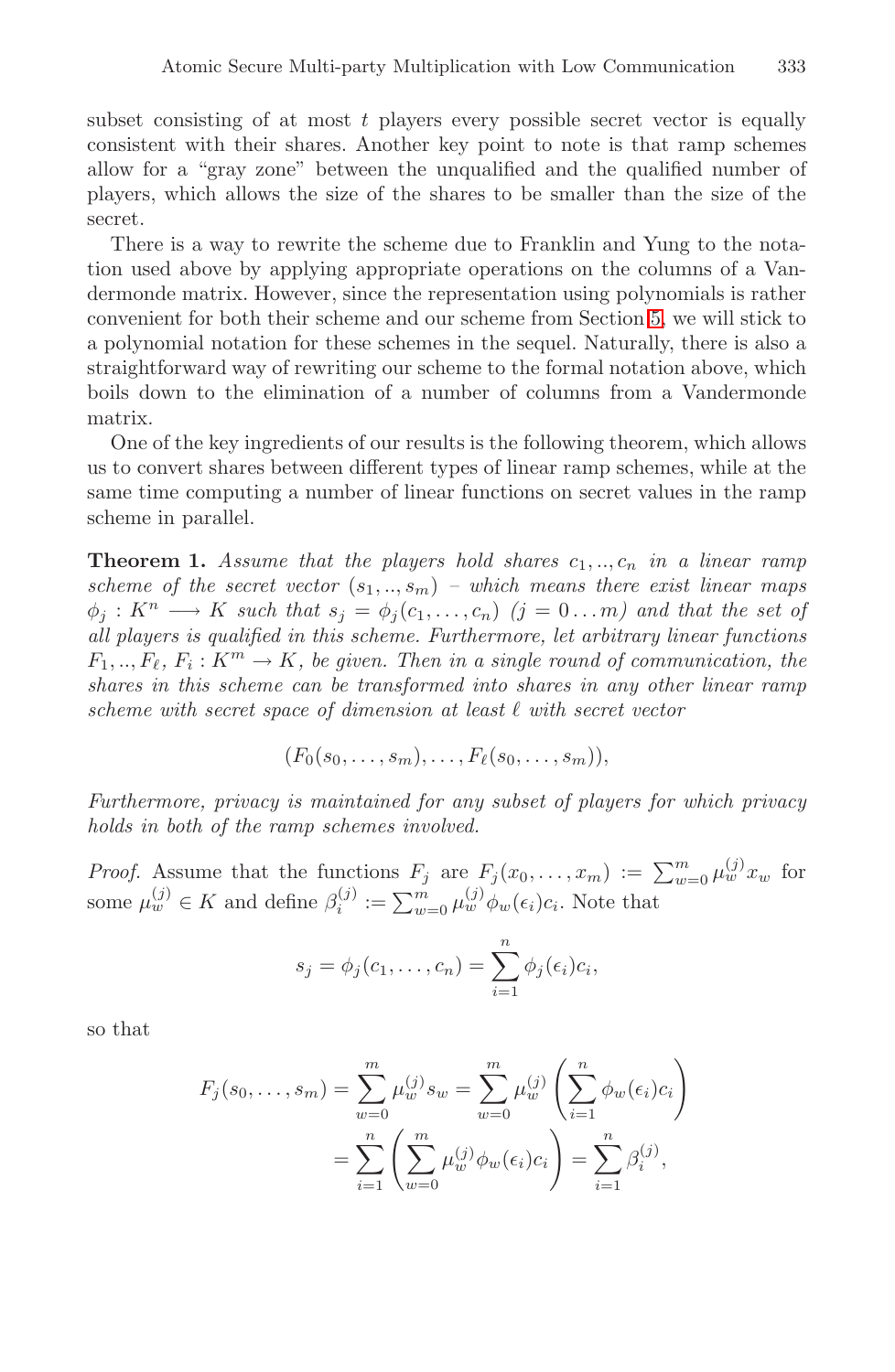subset consisting of at most $t$ players every possible secret vector is equally consistent with their shares. Another key point to note is that ramp schemes allow for a "gray zone" between the unqualified and the qualified number of players, which allows the size of the shares to be smaller than the size of the secret.

There is a way to rewrite the scheme due to Franklin and Yung to the notation used above by applying appropriate operations on the columns of a Vandermonde matrix. However, since the representation using polynomials is rather convenient for both their scheme and our scheme from Section 5, we will stick to a polynomial notation for these schemes in the sequel. Naturally, there is also a straightforward way of rewriting our scheme to the formal notation above, which boils down to the elimination of a number of columns from a Vandermonde matrix.

One of the key ingredients of our results is the following theorem, which allows us to convert shares between different types of linear ramp schemes, while at the same time computing a number of linear functions on secret values in the ramp scheme in parallel.

**Theorem 1.** *Assume that the players hold shares $c_1, .., c_n$ in a linear ramp scheme of the secret vector $(s_1, .., s_m)$ – which means there exist linear maps $\phi_j : K^n \longrightarrow K$ such that $s_j = \phi_j(c_1, \dots, c_n)$ $(j = 0 \dots m)$ and that the set of all players is qualified in this scheme. Furthermore, let arbitrary linear functions $F_1, .., F_\ell$, $F_i : K^m \rightarrow K$, be given. Then in a single round of communication, the shares in this scheme can be transformed into shares in any other linear ramp scheme with secret space of dimension at least $\ell$ with secret vector*

$$(F_0(s_0, \dots, s_m), \dots, F_\ell(s_0, \dots, s_m)),$$

*Furthermore, privacy is maintained for any subset of players for which privacy holds in both of the ramp schemes involved.*

*Proof.* Assume that the functions $F_j$ are $F_j(x_0, \dots, x_m) := \sum_{w=0}^{m} \mu_w^{(j)} x_w$ for some $\mu_w^{(j)} \in K$ and define $\beta_i^{(j)} := \sum_{w=0}^{m} \mu_w^{(j)} \phi_w(\epsilon_i) c_i$. Note that

$$s_j = \phi_j(c_1, \dots, c_n) = \sum_{i=1}^{n} \phi_j(\epsilon_i) c_i,$$

so that

$$\begin{aligned} F_j(s_0, \dots, s_m) &= \sum_{w=0}^{m} \mu_w^{(j)} s_w = \sum_{w=0}^{m} \mu_w^{(j)} \left( \sum_{i=1}^{n} \phi_w(\epsilon_i) c_i \right) \\ &= \sum_{i=1}^{n} \left( \sum_{w=0}^{m} \mu_w^{(j)} \phi_w(\epsilon_i) c_i \right) = \sum_{i=1}^{n} \beta_i^{(j)}, \end{aligned}$$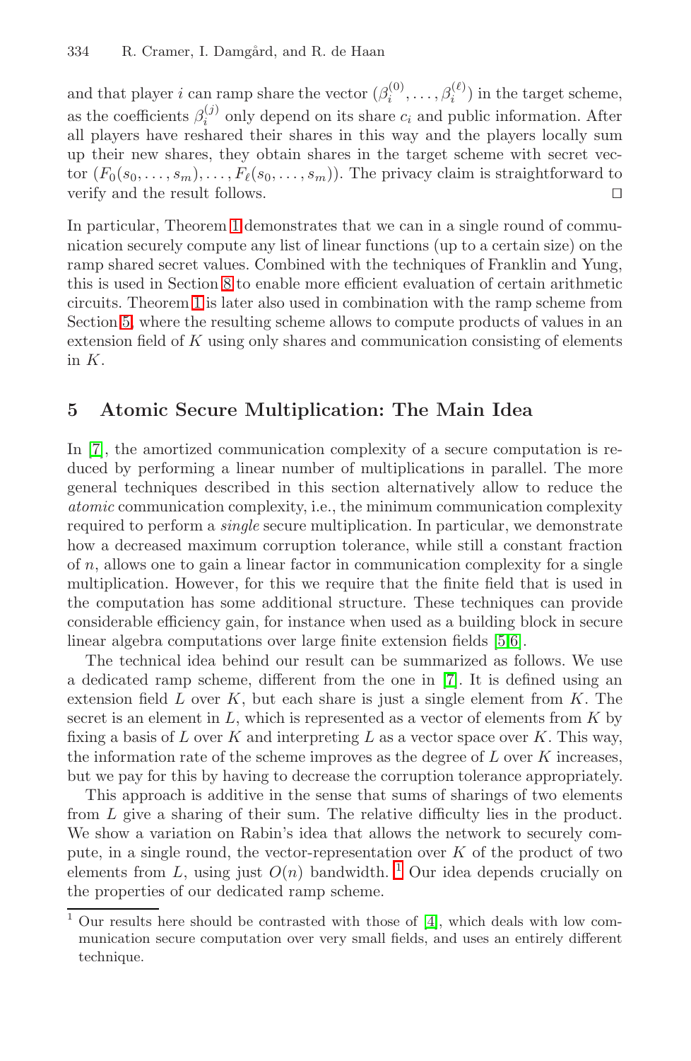and that player $i$ can ramp share the vector $(\beta_i^{(0)}, \ldots, \beta_i^{(\ell)})$ in the target scheme, as the coefficients $\beta_i^{(j)}$ only depend on its share $c_i$ and public information. After all players have reshared their shares in this way and the players locally sum up their new shares, they obtain shares in the target scheme with secret vector $(F_0(s_0, \ldots, s_m), \ldots, F_\ell(s_0, \ldots, s_m))$. The privacy claim is straightforward to verify and the result follows. □

In particular, Theorem 1 demonstrates that we can in a single round of communication securely compute any list of linear functions (up to a certain size) on the ramp shared secret values. Combined with the techniques of Franklin and Yung, this is used in Section 8 to enable more efficient evaluation of certain arithmetic circuits. Theorem 1 is later also used in combination with the ramp scheme from Section 5, where the resulting scheme allows to compute products of values in an extension field of $K$ using only shares and communication consisting of elements in $K$.

## 5 Atomic Secure Multiplication: The Main Idea

In [7], the amortized communication complexity of a secure computation is reduced by performing a linear number of multiplications in parallel. The more general techniques described in this section alternatively allow to reduce the *atomic* communication complexity, i.e., the minimum communication complexity required to perform a *single* secure multiplication. In particular, we demonstrate how a decreased maximum corruption tolerance, while still a constant fraction of $n$, allows one to gain a linear factor in communication complexity for a single multiplication. However, for this we require that the finite field that is used in the computation has some additional structure. These techniques can provide considerable efficiency gain, for instance when used as a building block in secure linear algebra computations over large finite extension fields [5,6].

The technical idea behind our result can be summarized as follows. We use a dedicated ramp scheme, different from the one in [7]. It is defined using an extension field $L$ over $K$, but each share is just a single element from $K$. The secret is an element in $L$, which is represented as a vector of elements from $K$ by fixing a basis of $L$ over $K$ and interpreting $L$ as a vector space over $K$. This way, the information rate of the scheme improves as the degree of $L$ over $K$ increases, but we pay for this by having to decrease the corruption tolerance appropriately.

This approach is additive in the sense that sums of sharings of two elements from $L$ give a sharing of their sum. The relative difficulty lies in the product. We show a variation on Rabin's idea that allows the network to securely compute, in a single round, the vector-representation over $K$ of the product of two elements from $L$, using just $O(n)$ bandwidth. [1] Our idea depends crucially on the properties of our dedicated ramp scheme.

[1] Our results here should be contrasted with those of [4], which deals with low communication secure computation over very small fields, and uses an entirely different technique.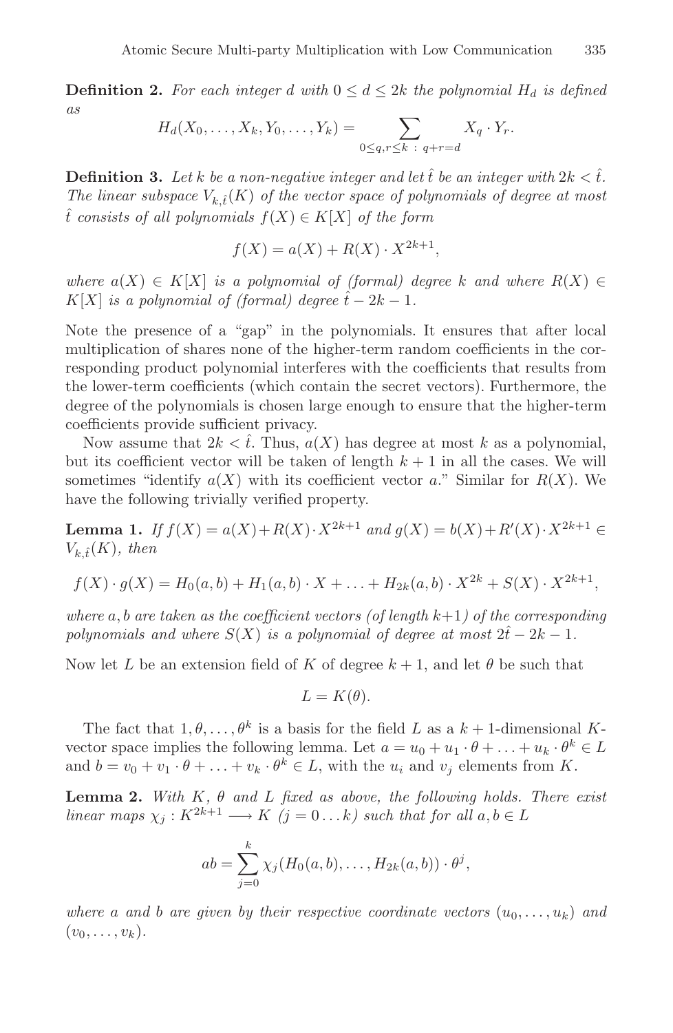**Definition 2.** *For each integer $d$ with $0 \leq d \leq 2k$ the polynomial $H_d$ is defined as*

$$H_d(X_0, \ldots, X_k, Y_0, \ldots, Y_k) = \sum_{0 \leq q,r \leq k \;:\; q+r=d} X_q \cdot Y_r.$$

**Definition 3.** *Let $k$ be a non-negative integer and let $\hat{t}$ be an integer with $2k < \hat{t}$. The linear subspace $V_{k,\hat{t}}(K)$ of the vector space of polynomials of degree at most $\hat{t}$ consists of all polynomials $f(X) \in K[X]$ of the form*

$$f(X) = a(X) + R(X) \cdot X^{2k+1},$$

*where $a(X) \in K[X]$ is a polynomial of (formal) degree $k$ and where $R(X) \in K[X]$ is a polynomial of (formal) degree $\hat{t} - 2k - 1$.*

Note the presence of a "gap" in the polynomials. It ensures that after local multiplication of shares none of the higher-term random coefficients in the corresponding product polynomial interferes with the coefficients that results from the lower-term coefficients (which contain the secret vectors). Furthermore, the degree of the polynomials is chosen large enough to ensure that the higher-term coefficients provide sufficient privacy.

Now assume that $2k < \hat{t}$. Thus, $a(X)$ has degree at most $k$ as a polynomial, but its coefficient vector will be taken of length $k+1$ in all the cases. We will sometimes "identify $a(X)$ with its coefficient vector $a$." Similar for $R(X)$. We have the following trivially verified property.

**Lemma 1.** *If $f(X) = a(X) + R(X) \cdot X^{2k+1}$ and $g(X) = b(X) + R'(X) \cdot X^{2k+1} \in V_{k,\hat{t}}(K)$, then*

$$f(X) \cdot g(X) = H_0(a,b) + H_1(a,b) \cdot X + \ldots + H_{2k}(a,b) \cdot X^{2k} + S(X) \cdot X^{2k+1},$$

*where $a, b$ are taken as the coefficient vectors (of length $k+1$) of the corresponding polynomials and where $S(X)$ is a polynomial of degree at most $2\hat{t} - 2k - 1$.*

Now let $L$ be an extension field of $K$ of degree $k+1$, and let $\theta$ be such that

$$L = K(\theta).$$

The fact that $1, \theta, \ldots, \theta^k$ is a basis for the field $L$ as a $k+1$-dimensional $K$-vector space implies the following lemma. Let $a = u_0 + u_1 \cdot \theta + \ldots + u_k \cdot \theta^k \in L$ and $b = v_0 + v_1 \cdot \theta + \ldots + v_k \cdot \theta^k \in L$, with the $u_i$ and $v_j$ elements from $K$.

**Lemma 2.** *With $K$, $\theta$ and $L$ fixed as above, the following holds. There exist linear maps $\chi_j : K^{2k+1} \longrightarrow K$ ($j = 0 \ldots k$) such that for all $a, b \in L$*

$$ab = \sum_{j=0}^{k} \chi_j(H_0(a,b), \ldots, H_{2k}(a,b)) \cdot \theta^j,$$

*where $a$ and $b$ are given by their respective coordinate vectors $(u_0, \ldots, u_k)$ and $(v_0, \ldots, v_k)$.*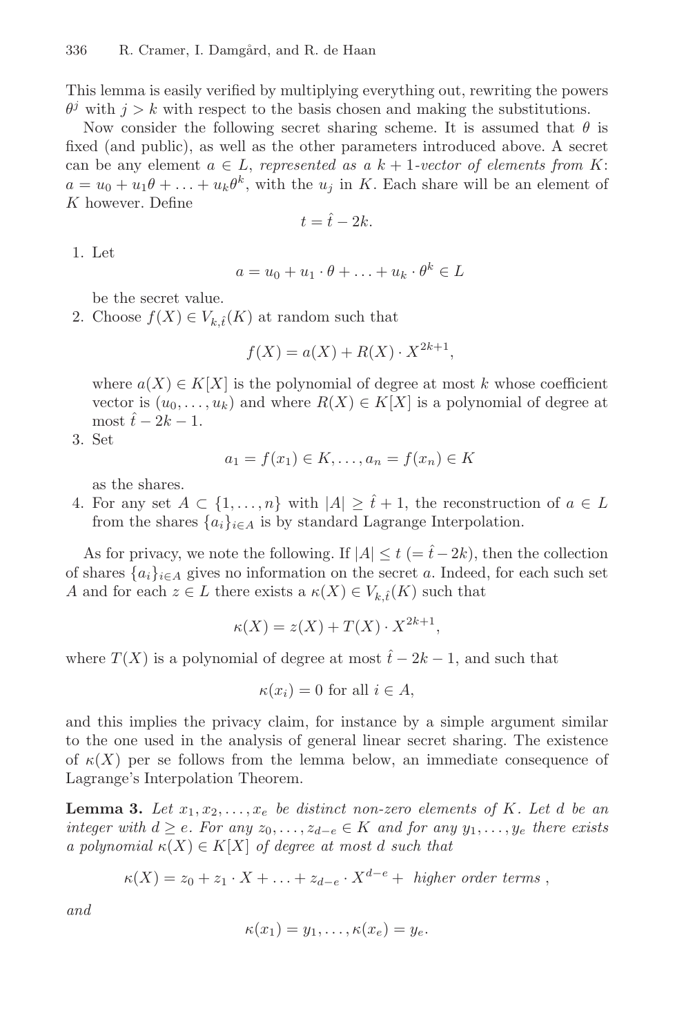This lemma is easily verified by multiplying everything out, rewriting the powers $\theta^j$ with $j > k$ with respect to the basis chosen and making the substitutions.

Now consider the following secret sharing scheme. It is assumed that $\theta$ is fixed (and public), as well as the other parameters introduced above. A secret can be any element $a \in L$, *represented as a $k+1$-vector of elements from $K$*: $a = u_0 + u_1\theta + \ldots + u_k\theta^k$, with the $u_j$ in $K$. Each share will be an element of $K$ however. Define

$$t = \hat{t} - 2k.$$

1. Let
$$a = u_0 + u_1 \cdot \theta + \ldots + u_k \cdot \theta^k \in L$$
be the secret value.
2. Choose $f(X) \in V_{k,\hat{t}}(K)$ at random such that
$$f(X) = a(X) + R(X) \cdot X^{2k+1},$$
where $a(X) \in K[X]$ is the polynomial of degree at most $k$ whose coefficient vector is $(u_0, \ldots, u_k)$ and where $R(X) \in K[X]$ is a polynomial of degree at most $\hat{t} - 2k - 1$.
3. Set
$$a_1 = f(x_1) \in K, \ldots, a_n = f(x_n) \in K$$
as the shares.
4. For any set $A \subset \{1, \ldots, n\}$ with $|A| \geq \hat{t} + 1$, the reconstruction of $a \in L$ from the shares $\{a_i\}_{i \in A}$ is by standard Lagrange Interpolation.

As for privacy, we note the following. If $|A| \leq t$ $(= \hat{t} - 2k)$, then the collection of shares $\{a_i\}_{i \in A}$ gives no information on the secret $a$. Indeed, for each such set $A$ and for each $z \in L$ there exists a $\kappa(X) \in V_{k,\hat{t}}(K)$ such that

$$\kappa(X) = z(X) + T(X) \cdot X^{2k+1},$$

where $T(X)$ is a polynomial of degree at most $\hat{t} - 2k - 1$, and such that

$$\kappa(x_i) = 0 \text{ for all } i \in A,$$

and this implies the privacy claim, for instance by a simple argument similar to the one used in the analysis of general linear secret sharing. The existence of $\kappa(X)$ per se follows from the lemma below, an immediate consequence of Lagrange's Interpolation Theorem.

**Lemma 3.** *Let $x_1, x_2, \ldots, x_e$ be distinct non-zero elements of $K$. Let $d$ be an integer with $d \geq e$. For any $z_0, \ldots, z_{d-e} \in K$ and for any $y_1, \ldots, y_e$ there exists a polynomial $\kappa(X) \in K[X]$ of degree at most $d$ such that*

$$\kappa(X) = z_0 + z_1 \cdot X + \ldots + z_{d-e} \cdot X^{d-e} + \text{ higher order terms },$$

*and*

$$\kappa(x_1) = y_1, \ldots, \kappa(x_e) = y_e.$$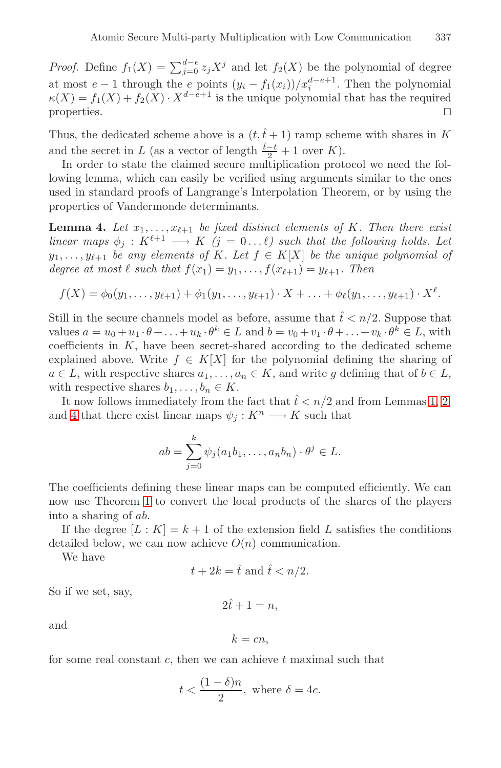*Proof.* Define $f_1(X) = \sum_{j=0}^{d-e} z_j X^j$ and let $f_2(X)$ be the polynomial of degree at most $e-1$ through the $e$ points $(y_i - f_1(x_i))/x_i^{d-e+1}$. Then the polynomial $\kappa(X) = f_1(X) + f_2(X) \cdot X^{d-e+1}$ is the unique polynomial that has the required properties. □

Thus, the dedicated scheme above is a $(t, \hat{t}+1)$ ramp scheme with shares in $K$ and the secret in $L$ (as a vector of length $\frac{\hat{t}-t}{2} + 1$ over $K$).

In order to state the claimed secure multiplication protocol we need the following lemma, which can easily be verified using arguments similar to the ones used in standard proofs of Langrange's Interpolation Theorem, or by using the properties of Vandermonde determinants.

**Lemma 4.** *Let $x_1, \ldots, x_{\ell+1}$ be fixed distinct elements of $K$. Then there exist linear maps $\phi_j : K^{\ell+1} \longrightarrow K$ $(j = 0 \ldots \ell)$ such that the following holds. Let $y_1, \ldots, y_{\ell+1}$ be any elements of $K$. Let $f \in K[X]$ be the unique polynomial of degree at most $\ell$ such that $f(x_1) = y_1, \ldots, f(x_{\ell+1}) = y_{\ell+1}$. Then*

$$f(X) = \phi_0(y_1, \ldots, y_{\ell+1}) + \phi_1(y_1, \ldots, y_{\ell+1}) \cdot X + \ldots + \phi_\ell(y_1, \ldots, y_{\ell+1}) \cdot X^\ell.$$

Still in the secure channels model as before, assume that $\hat{t} < n/2$. Suppose that values $a = u_0 + u_1 \cdot \theta + \ldots + u_k \cdot \theta^k \in L$ and $b = v_0 + v_1 \cdot \theta + \ldots + v_k \cdot \theta^k \in L$, with coefficients in $K$, have been secret-shared according to the dedicated scheme explained above. Write $f \in K[X]$ for the polynomial defining the sharing of $a \in L$, with respective shares $a_1, \ldots, a_n \in K$, and write $g$ defining that of $b \in L$, with respective shares $b_1, \ldots, b_n \in K$.

It now follows immediately from the fact that $\hat{t} < n/2$ and from Lemmas 1, 2, and 4 that there exist linear maps $\psi_j : K^n \longrightarrow K$ such that

$$ab = \sum_{j=0}^{k} \psi_j(a_1 b_1, \ldots, a_n b_n) \cdot \theta^j \in L.$$

The coefficients defining these linear maps can be computed efficiently. We can now use Theorem 1 to convert the local products of the shares of the players into a sharing of $ab$.

If the degree $[L : K] = k + 1$ of the extension field $L$ satisfies the conditions detailed below, we can now achieve $O(n)$ communication.

We have

$$t + 2k = \hat{t} \text{ and } \hat{t} < n/2.$$

So if we set, say,

$$2\hat{t} + 1 = n,$$

and

$$k = cn,$$

for some real constant $c$, then we can achieve $t$ maximal such that

$$t < \frac{(1-\delta)n}{2}, \text{ where } \delta = 4c.$$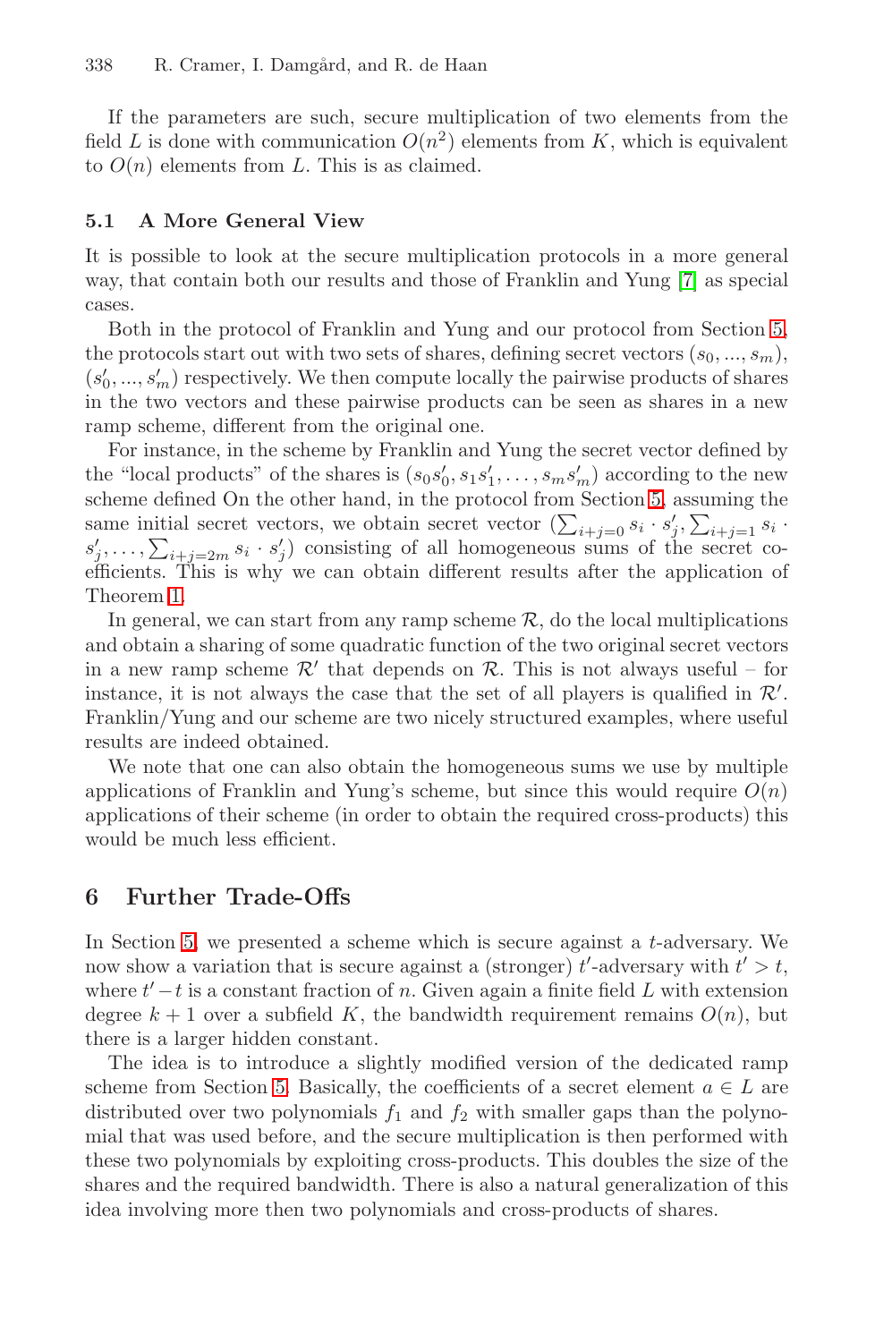If the parameters are such, secure multiplication of two elements from the field $L$ is done with communication $O(n^2)$ elements from $K$, which is equivalent to $O(n)$ elements from $L$. This is as claimed.

### 5.1 A More General View

It is possible to look at the secure multiplication protocols in a more general way, that contain both our results and those of Franklin and Yung [7] as special cases.

Both in the protocol of Franklin and Yung and our protocol from Section 5, the protocols start out with two sets of shares, defining secret vectors $(s_0, ..., s_m)$, $(s'_0, ..., s'_m)$ respectively. We then compute locally the pairwise products of shares in the two vectors and these pairwise products can be seen as shares in a new ramp scheme, different from the original one.

For instance, in the scheme by Franklin and Yung the secret vector defined by the "local products" of the shares is $(s_0 s'_0, s_1 s'_1, \ldots, s_m s'_m)$ according to the new scheme defined On the other hand, in the protocol from Section 5, assuming the same initial secret vectors, we obtain secret vector $(\sum_{i+j=0} s_i \cdot s'_j, \sum_{i+j=1} s_i \cdot s'_j, \ldots, \sum_{i+j=2m} s_i \cdot s'_j)$ consisting of all homogeneous sums of the secret coefficients. This is why we can obtain different results after the application of Theorem 1.

In general, we can start from any ramp scheme $\mathcal{R}$, do the local multiplications and obtain a sharing of some quadratic function of the two original secret vectors in a new ramp scheme $\mathcal{R}'$ that depends on $\mathcal{R}$. This is not always useful – for instance, it is not always the case that the set of all players is qualified in $\mathcal{R}'$. Franklin/Yung and our scheme are two nicely structured examples, where useful results are indeed obtained.

We note that one can also obtain the homogeneous sums we use by multiple applications of Franklin and Yung's scheme, but since this would require $O(n)$ applications of their scheme (in order to obtain the required cross-products) this would be much less efficient.

## 6 Further Trade-Offs

In Section 5, we presented a scheme which is secure against a $t$-adversary. We now show a variation that is secure against a (stronger) $t'$-adversary with $t' > t$, where $t' - t$ is a constant fraction of $n$. Given again a finite field $L$ with extension degree $k + 1$ over a subfield $K$, the bandwidth requirement remains $O(n)$, but there is a larger hidden constant.

The idea is to introduce a slightly modified version of the dedicated ramp scheme from Section 5. Basically, the coefficients of a secret element $a \in L$ are distributed over two polynomials $f_1$ and $f_2$ with smaller gaps than the polynomial that was used before, and the secure multiplication is then performed with these two polynomials by exploiting cross-products. This doubles the size of the shares and the required bandwidth. There is also a natural generalization of this idea involving more then two polynomials and cross-products of shares.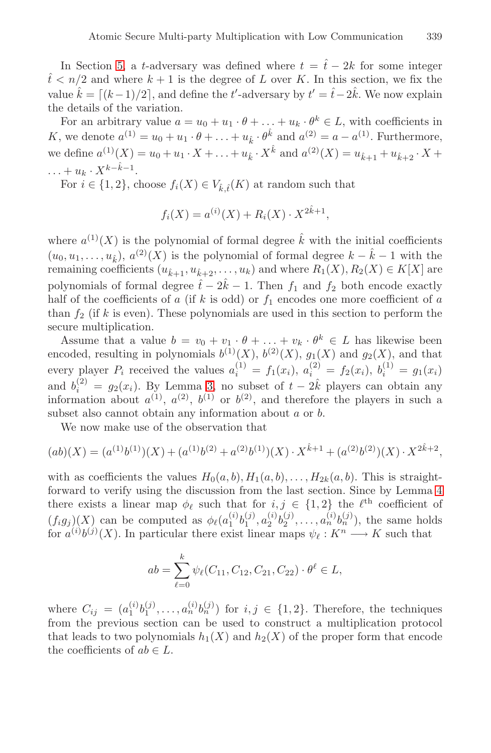In Section 5, a $t$-adversary was defined where $t = \hat{t} - 2k$ for some integer $\hat{t} < n/2$ and where $k+1$ is the degree of $L$ over $K$. In this section, we fix the value $\hat{k} = \lceil (k-1)/2 \rceil$, and define the $t'$-adversary by $t' = \hat{t} - 2\hat{k}$. We now explain the details of the variation.

For an arbitrary value $a = u_0 + u_1 \cdot \theta + \ldots + u_k \cdot \theta^k \in L$, with coefficients in $K$, we denote $a^{(1)} = u_0 + u_1 \cdot \theta + \ldots + u_{\hat{k}} \cdot \theta^{\hat{k}}$ and $a^{(2)} = a - a^{(1)}$. Furthermore, we define $a^{(1)}(X) = u_0 + u_1 \cdot X + \ldots + u_{\hat{k}} \cdot X^{\hat{k}}$ and $a^{(2)}(X) = u_{\hat{k}+1} + u_{\hat{k}+2} \cdot X + \ldots + u_k \cdot X^{k-\hat{k}-1}$.

For $i \in \{1, 2\}$, choose $f_i(X) \in V_{\hat{k},\hat{t}}(K)$ at random such that

$$f_i(X) = a^{(i)}(X) + R_i(X) \cdot X^{2\hat{k}+1},$$

where $a^{(1)}(X)$ is the polynomial of formal degree $\hat{k}$ with the initial coefficients $(u_0, u_1, \ldots, u_{\hat{k}})$, $a^{(2)}(X)$ is the polynomial of formal degree $k - \hat{k} - 1$ with the remaining coefficients $(u_{\hat{k}+1}, u_{\hat{k}+2}, \ldots, u_k)$ and where $R_1(X), R_2(X) \in K[X]$ are polynomials of formal degree $\hat{t} - 2\hat{k} - 1$. Then $f_1$ and $f_2$ both encode exactly half of the coefficients of $a$ (if $k$ is odd) or $f_1$ encodes one more coefficient of $a$ than $f_2$ (if $k$ is even). These polynomials are used in this section to perform the secure multiplication.

Assume that a value $b = v_0 + v_1 \cdot \theta + \ldots + v_k \cdot \theta^k \in L$ has likewise been encoded, resulting in polynomials $b^{(1)}(X)$, $b^{(2)}(X)$, $g_1(X)$ and $g_2(X)$, and that every player $P_i$ received the values $a_i^{(1)} = f_1(x_i)$, $a_i^{(2)} = f_2(x_i)$, $b_i^{(1)} = g_1(x_i)$ and $b_i^{(2)} = g_2(x_i)$. By Lemma 3, no subset of $t - 2\hat{k}$ players can obtain any information about $a^{(1)}$, $a^{(2)}$, $b^{(1)}$ or $b^{(2)}$, and therefore the players in such a subset also cannot obtain any information about $a$ or $b$.

We now make use of the observation that

$$(ab)(X) = (a^{(1)}b^{(1)})(X) + (a^{(1)}b^{(2)} + a^{(2)}b^{(1)})(X) \cdot X^{\hat{k}+1} + (a^{(2)}b^{(2)})(X) \cdot X^{2\hat{k}+2},$$

with as coefficients the values $H_0(a,b), H_1(a,b), \ldots, H_{2k}(a,b)$. This is straightforward to verify using the discussion from the last section. Since by Lemma 4 there exists a linear map $\phi_\ell$ such that for $i, j \in \{1, 2\}$ the $\ell^{\text{th}}$ coefficient of $(f_i g_j)(X)$ can be computed as $\phi_\ell(a_1^{(i)} b_1^{(j)}, a_2^{(i)} b_2^{(j)}, \ldots, a_n^{(i)} b_n^{(j)})$, the same holds for $a^{(i)} b^{(j)}(X)$. In particular there exist linear maps $\psi_\ell : K^n \longrightarrow K$ such that

$$ab = \sum_{\ell=0}^{k} \psi_\ell(C_{11}, C_{12}, C_{21}, C_{22}) \cdot \theta^\ell \in L,$$

where $C_{ij} = (a_1^{(i)} b_1^{(j)}, \ldots, a_n^{(i)} b_n^{(j)})$ for $i, j \in \{1, 2\}$. Therefore, the techniques from the previous section can be used to construct a multiplication protocol that leads to two polynomials $h_1(X)$ and $h_2(X)$ of the proper form that encode the coefficients of $ab \in L$.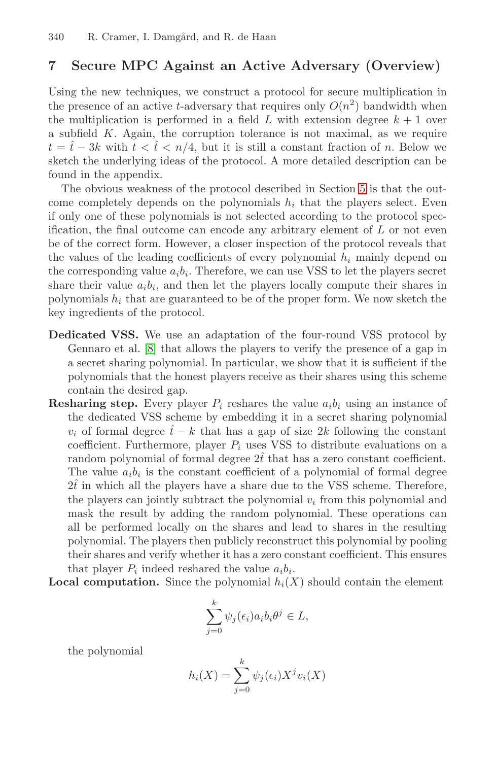## 7 Secure MPC Against an Active Adversary (Overview)

Using the new techniques, we construct a protocol for secure multiplication in the presence of an active $t$-adversary that requires only $O(n^2)$ bandwidth when the multiplication is performed in a field $L$ with extension degree $k+1$ over a subfield $K$. Again, the corruption tolerance is not maximal, as we require $t = \hat{t} - 3k$ with $t < \hat{t} < n/4$, but it is still a constant fraction of $n$. Below we sketch the underlying ideas of the protocol. A more detailed description can be found in the appendix.

The obvious weakness of the protocol described in Section 5 is that the outcome completely depends on the polynomials $h_i$ that the players select. Even if only one of these polynomials is not selected according to the protocol specification, the final outcome can encode any arbitrary element of $L$ or not even be of the correct form. However, a closer inspection of the protocol reveals that the values of the leading coefficients of every polynomial $h_i$ mainly depend on the corresponding value $a_i b_i$. Therefore, we can use VSS to let the players secret share their value $a_i b_i$, and then let the players locally compute their shares in polynomials $h_i$ that are guaranteed to be of the proper form. We now sketch the key ingredients of the protocol.

**Dedicated VSS.** We use an adaptation of the four-round VSS protocol by Gennaro et al. [8] that allows the players to verify the presence of a gap in a secret sharing polynomial. In particular, we show that it is sufficient if the polynomials that the honest players receive as their shares using this scheme contain the desired gap.

**Resharing step.** Every player $P_i$ reshares the value $a_i b_i$ using an instance of the dedicated VSS scheme by embedding it in a secret sharing polynomial $v_i$ of formal degree $\hat{t} - k$ that has a gap of size $2k$ following the constant coefficient. Furthermore, player $P_i$ uses VSS to distribute evaluations on a random polynomial of formal degree $2\hat{t}$ that has a zero constant coefficient. The value $a_i b_i$ is the constant coefficient of a polynomial of formal degree $2\hat{t}$ in which all the players have a share due to the VSS scheme. Therefore, the players can jointly subtract the polynomial $v_i$ from this polynomial and mask the result by adding the random polynomial. These operations can all be performed locally on the shares and lead to shares in the resulting polynomial. The players then publicly reconstruct this polynomial by pooling their shares and verify whether it has a zero constant coefficient. This ensures that player $P_i$ indeed reshared the value $a_i b_i$.

**Local computation.** Since the polynomial $h_i(X)$ should contain the element

$$\sum_{j=0}^{k} \psi_j(\epsilon_i) a_i b_i \theta^j \in L,$$

the polynomial

$$h_i(X) = \sum_{j=0}^{k} \psi_j(\epsilon_i) X^j v_i(X)$$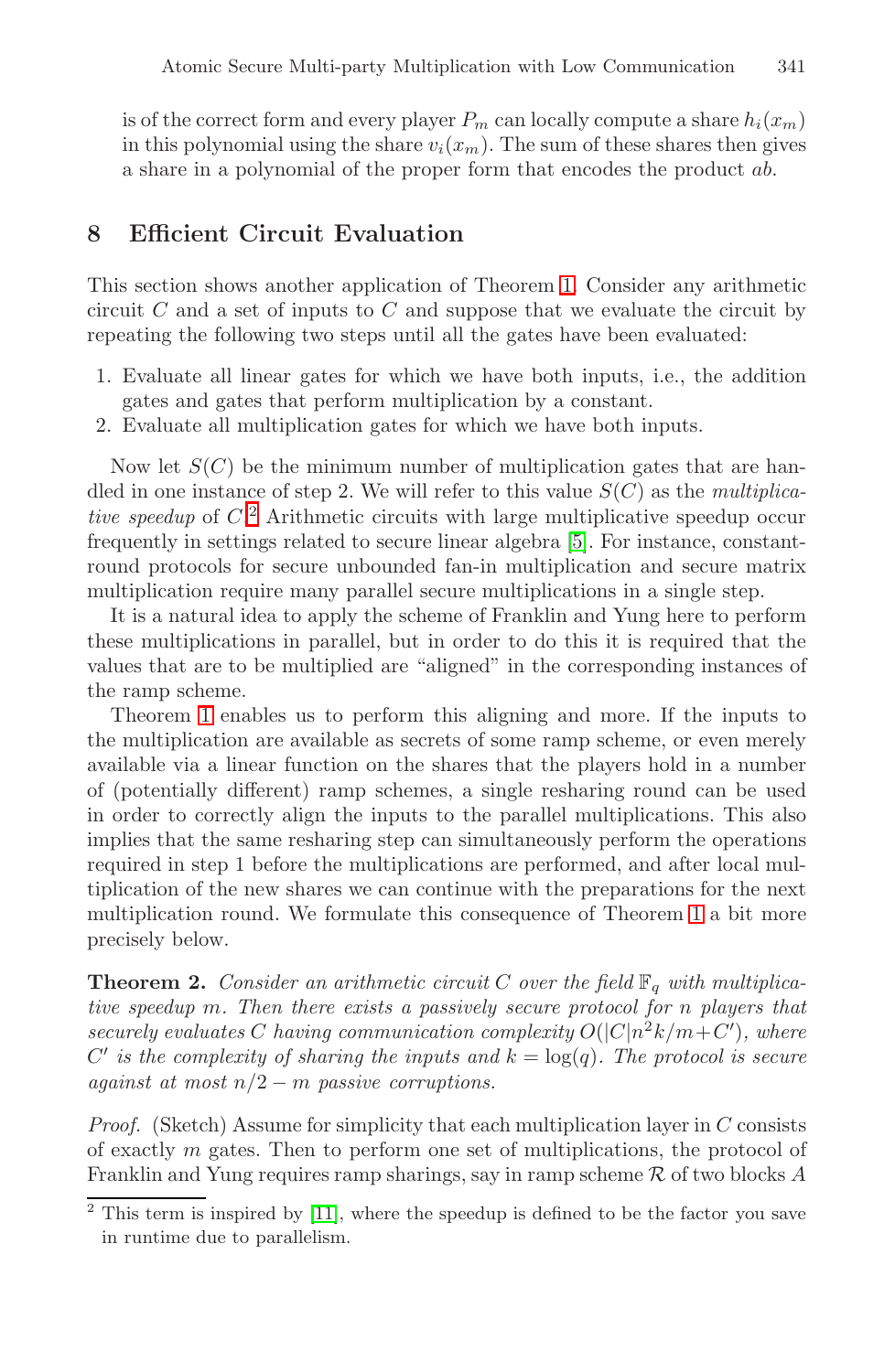is of the correct form and every player $P_m$ can locally compute a share $h_i(x_m)$ in this polynomial using the share $v_i(x_m)$. The sum of these shares then gives a share in a polynomial of the proper form that encodes the product $ab$.

## 8 Efficient Circuit Evaluation

This section shows another application of Theorem 1. Consider any arithmetic circuit $C$ and a set of inputs to $C$ and suppose that we evaluate the circuit by repeating the following two steps until all the gates have been evaluated:

1. Evaluate all linear gates for which we have both inputs, i.e., the addition gates and gates that perform multiplication by a constant.
2. Evaluate all multiplication gates for which we have both inputs.

Now let $S(C)$ be the minimum number of multiplication gates that are handled in one instance of step 2. We will refer to this value $S(C)$ as the *multiplicative speedup* of $C$.[2] Arithmetic circuits with large multiplicative speedup occur frequently in settings related to secure linear algebra [5]. For instance, constant-round protocols for secure unbounded fan-in multiplication and secure matrix multiplication require many parallel secure multiplications in a single step.

It is a natural idea to apply the scheme of Franklin and Yung here to perform these multiplications in parallel, but in order to do this it is required that the values that are to be multiplied are "aligned" in the corresponding instances of the ramp scheme.

Theorem 1 enables us to perform this aligning and more. If the inputs to the multiplication are available as secrets of some ramp scheme, or even merely available via a linear function on the shares that the players hold in a number of (potentially different) ramp schemes, a single resharing round can be used in order to correctly align the inputs to the parallel multiplications. This also implies that the same resharing step can simultaneously perform the operations required in step 1 before the multiplications are performed, and after local multiplication of the new shares we can continue with the preparations for the next multiplication round. We formulate this consequence of Theorem 1 a bit more precisely below.

**Theorem 2.** *Consider an arithmetic circuit $C$ over the field $\mathbb{F}_q$ with multiplicative speedup $m$. Then there exists a passively secure protocol for $n$ players that securely evaluates $C$ having communication complexity $O(|C|n^2k/m+C')$, where $C'$ is the complexity of sharing the inputs and $k = \log(q)$. The protocol is secure against at most $n/2 - m$ passive corruptions.*

*Proof.* (Sketch) Assume for simplicity that each multiplication layer in $C$ consists of exactly $m$ gates. Then to perform one set of multiplications, the protocol of Franklin and Yung requires ramp sharings, say in ramp scheme $\mathcal{R}$ of two blocks $A$

[2] This term is inspired by [11], where the speedup is defined to be the factor you save in runtime due to parallelism.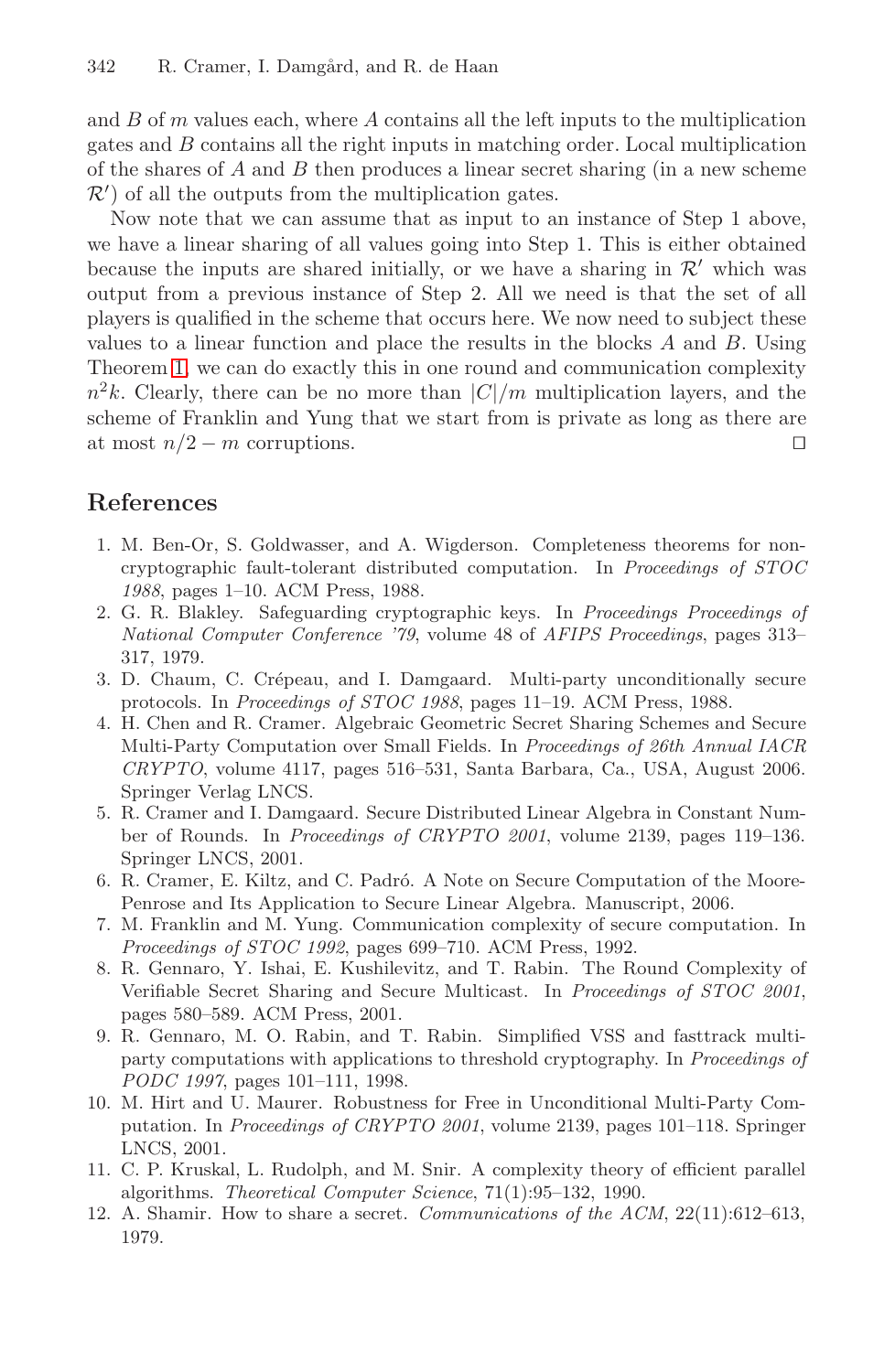and $B$ of $m$ values each, where $A$ contains all the left inputs to the multiplication gates and $B$ contains all the right inputs in matching order. Local multiplication of the shares of $A$ and $B$ then produces a linear secret sharing (in a new scheme $\mathcal{R}'$) of all the outputs from the multiplication gates.

Now note that we can assume that as input to an instance of Step 1 above, we have a linear sharing of all values going into Step 1. This is either obtained because the inputs are shared initially, or we have a sharing in $\mathcal{R}'$ which was output from a previous instance of Step 2. All we need is that the set of all players is qualified in the scheme that occurs here. We now need to subject these values to a linear function and place the results in the blocks $A$ and $B$. Using Theorem 1, we can do exactly this in one round and communication complexity $n^2k$. Clearly, there can be no more than $|C|/m$ multiplication layers, and the scheme of Franklin and Yung that we start from is private as long as there are at most $n/2 - m$ corruptions. □

## References

1. M. Ben-Or, S. Goldwasser, and A. Wigderson. Completeness theorems for non-cryptographic fault-tolerant distributed computation. In *Proceedings of STOC 1988*, pages 1–10. ACM Press, 1988.
2. G. R. Blakley. Safeguarding cryptographic keys. In *Proceedings Proceedings of National Computer Conference '79*, volume 48 of *AFIPS Proceedings*, pages 313–317, 1979.
3. D. Chaum, C. Crépeau, and I. Damgaard. Multi-party unconditionally secure protocols. In *Proceedings of STOC 1988*, pages 11–19. ACM Press, 1988.
4. H. Chen and R. Cramer. Algebraic Geometric Secret Sharing Schemes and Secure Multi-Party Computation over Small Fields. In *Proceedings of 26th Annual IACR CRYPTO*, volume 4117, pages 516–531, Santa Barbara, Ca., USA, August 2006. Springer Verlag LNCS.
5. R. Cramer and I. Damgaard. Secure Distributed Linear Algebra in Constant Number of Rounds. In *Proceedings of CRYPTO 2001*, volume 2139, pages 119–136. Springer LNCS, 2001.
6. R. Cramer, E. Kiltz, and C. Padró. A Note on Secure Computation of the Moore-Penrose and Its Application to Secure Linear Algebra. Manuscript, 2006.
7. M. Franklin and M. Yung. Communication complexity of secure computation. In *Proceedings of STOC 1992*, pages 699–710. ACM Press, 1992.
8. R. Gennaro, Y. Ishai, E. Kushilevitz, and T. Rabin. The Round Complexity of Verifiable Secret Sharing and Secure Multicast. In *Proceedings of STOC 2001*, pages 580–589. ACM Press, 2001.
9. R. Gennaro, M. O. Rabin, and T. Rabin. Simplified VSS and fasttrack multiparty computations with applications to threshold cryptography. In *Proceedings of PODC 1997*, pages 101–111, 1998.
10. M. Hirt and U. Maurer. Robustness for Free in Unconditional Multi-Party Computation. In *Proceedings of CRYPTO 2001*, volume 2139, pages 101–118. Springer LNCS, 2001.
11. C. P. Kruskal, L. Rudolph, and M. Snir. A complexity theory of efficient parallel algorithms. *Theoretical Computer Science*, 71(1):95–132, 1990.
12. A. Shamir. How to share a secret. *Communications of the ACM*, 22(11):612–613, 1979.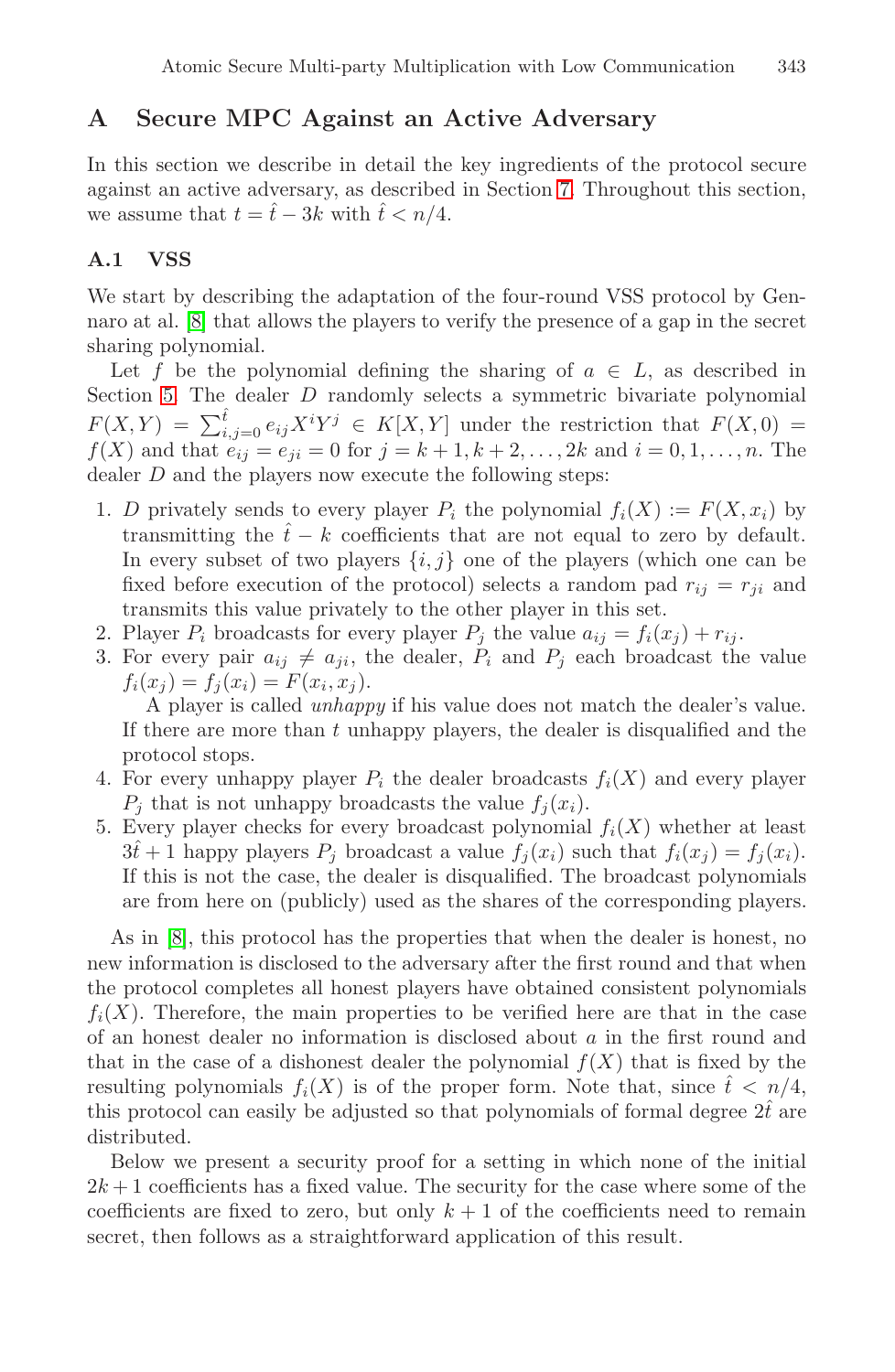## A Secure MPC Against an Active Adversary

In this section we describe in detail the key ingredients of the protocol secure against an active adversary, as described in Section 7. Throughout this section, we assume that $t = \hat{t} - 3k$ with $\hat{t} < n/4$.

### A.1 VSS

We start by describing the adaptation of the four-round VSS protocol by Gennaro at al. [8] that allows the players to verify the presence of a gap in the secret sharing polynomial.

Let $f$ be the polynomial defining the sharing of $a \in L$, as described in Section 5. The dealer $D$ randomly selects a symmetric bivariate polynomial $F(X,Y) = \sum_{i,j=0}^{\hat{t}} e_{ij} X^i Y^j \in K[X,Y]$ under the restriction that $F(X,0) = f(X)$ and that $e_{ij} = e_{ji} = 0$ for $j = k+1, k+2, \ldots, 2k$ and $i = 0, 1, \ldots, n$. The dealer $D$ and the players now execute the following steps:

1. $D$ privately sends to every player $P_i$ the polynomial $f_i(X) := F(X, x_i)$ by transmitting the $\hat{t} - k$ coefficients that are not equal to zero by default. In every subset of two players $\{i,j\}$ one of the players (which one can be fixed before execution of the protocol) selects a random pad $r_{ij} = r_{ji}$ and transmits this value privately to the other player in this set.
2. Player $P_i$ broadcasts for every player $P_j$ the value $a_{ij} = f_i(x_j) + r_{ij}$.
3. For every pair $a_{ij} \neq a_{ji}$, the dealer, $P_i$ and $P_j$ each broadcast the value $f_i(x_j) = f_j(x_i) = F(x_i, x_j)$.

   A player is called *unhappy* if his value does not match the dealer's value. If there are more than $t$ unhappy players, the dealer is disqualified and the protocol stops.
4. For every unhappy player $P_i$ the dealer broadcasts $f_i(X)$ and every player $P_j$ that is not unhappy broadcasts the value $f_j(x_i)$.
5. Every player checks for every broadcast polynomial $f_i(X)$ whether at least $3\hat{t} + 1$ happy players $P_j$ broadcast a value $f_j(x_i)$ such that $f_i(x_j) = f_j(x_i)$. If this is not the case, the dealer is disqualified. The broadcast polynomials are from here on (publicly) used as the shares of the corresponding players.

As in [8], this protocol has the properties that when the dealer is honest, no new information is disclosed to the adversary after the first round and that when the protocol completes all honest players have obtained consistent polynomials $f_i(X)$. Therefore, the main properties to be verified here are that in the case of an honest dealer no information is disclosed about $a$ in the first round and that in the case of a dishonest dealer the polynomial $f(X)$ that is fixed by the resulting polynomials $f_i(X)$ is of the proper form. Note that, since $\hat{t} < n/4$, this protocol can easily be adjusted so that polynomials of formal degree $2\hat{t}$ are distributed.

Below we present a security proof for a setting in which none of the initial $2k+1$ coefficients has a fixed value. The security for the case where some of the coefficients are fixed to zero, but only $k+1$ of the coefficients need to remain secret, then follows as a straightforward application of this result.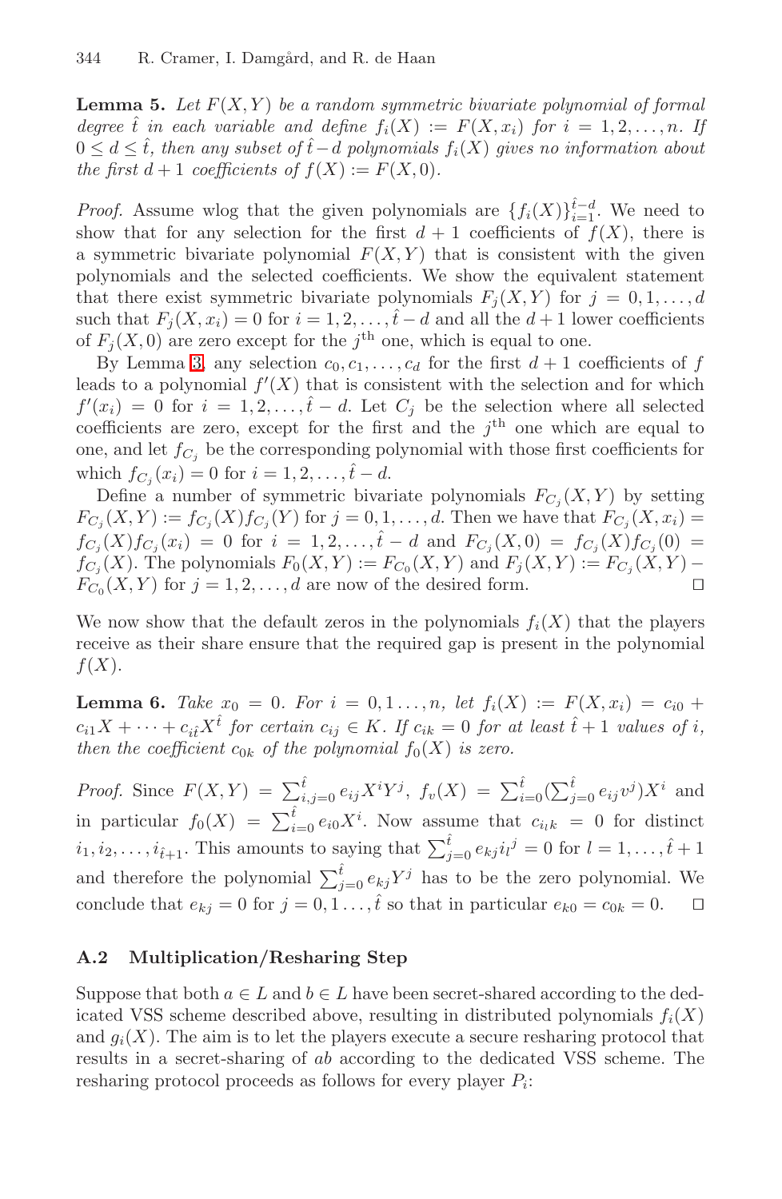**Lemma 5.** *Let $F(X,Y)$ be a random symmetric bivariate polynomial of formal degree $\hat{t}$ in each variable and define $f_i(X) := F(X, x_i)$ for $i = 1, 2, \ldots, n$. If $0 \leq d \leq \hat{t}$, then any subset of $\hat{t} - d$ polynomials $f_i(X)$ gives no information about the first $d+1$ coefficients of $f(X) := F(X, 0)$.*

*Proof.* Assume wlog that the given polynomials are $\{f_i(X)\}_{i=1}^{\hat{t}-d}$. We need to show that for any selection for the first $d+1$ coefficients of $f(X)$, there is a symmetric bivariate polynomial $F(X,Y)$ that is consistent with the given polynomials and the selected coefficients. We show the equivalent statement that there exist symmetric bivariate polynomials $F_j(X,Y)$ for $j = 0, 1, \ldots, d$ such that $F_j(X, x_i) = 0$ for $i = 1, 2, \ldots, \hat{t} - d$ and all the $d+1$ lower coefficients of $F_j(X, 0)$ are zero except for the $j^{\text{th}}$ one, which is equal to one.

By Lemma 3, any selection $c_0, c_1, \ldots, c_d$ for the first $d+1$ coefficients of $f$ leads to a polynomial $f'(X)$ that is consistent with the selection and for which $f'(x_i) = 0$ for $i = 1, 2, \ldots, \hat{t} - d$. Let $C_j$ be the selection where all selected coefficients are zero, except for the first and the $j^{\text{th}}$ one which are equal to one, and let $f_{C_j}$ be the corresponding polynomial with those first coefficients for which $f_{C_j}(x_i) = 0$ for $i = 1, 2, \ldots, \hat{t} - d$.

Define a number of symmetric bivariate polynomials $F_{C_j}(X,Y)$ by setting $F_{C_j}(X,Y) := f_{C_j}(X) f_{C_j}(Y)$ for $j = 0, 1, \ldots, d$. Then we have that $F_{C_j}(X, x_i) = f_{C_j}(X) f_{C_j}(x_i) = 0$ for $i = 1, 2, \ldots, \hat{t} - d$ and $F_{C_j}(X, 0) = f_{C_j}(X) f_{C_j}(0) = f_{C_j}(X)$. The polynomials $F_0(X,Y) := F_{C_0}(X,Y)$ and $F_j(X,Y) := F_{C_j}(X,Y) - F_{C_0}(X,Y)$ for $j = 1, 2, \ldots, d$ are now of the desired form. □

We now show that the default zeros in the polynomials $f_i(X)$ that the players receive as their share ensure that the required gap is present in the polynomial $f(X)$.

**Lemma 6.** *Take $x_0 = 0$. For $i = 0, 1 \ldots, n$, let $f_i(X) := F(X, x_i) = c_{i0} + c_{i1} X + \cdots + c_{i\hat{t}} X^{\hat{t}}$ for certain $c_{ij} \in K$. If $c_{ik} = 0$ for at least $\hat{t} + 1$ values of $i$, then the coefficient $c_{0k}$ of the polynomial $f_0(X)$ is zero.*

*Proof.* Since $F(X,Y) = \sum_{i,j=0}^{\hat{t}} e_{ij} X^i Y^j$, $f_v(X) = \sum_{i=0}^{\hat{t}} (\sum_{j=0}^{\hat{t}} e_{ij} v^j) X^i$ and in particular $f_0(X) = \sum_{i=0}^{\hat{t}} e_{i0} X^i$. Now assume that $c_{i_l k} = 0$ for distinct $i_1, i_2, \ldots, i_{\hat{t}+1}$. This amounts to saying that $\sum_{j=0}^{\hat{t}} e_{kj} {i_l}^j = 0$ for $l = 1, \ldots, \hat{t} + 1$ and therefore the polynomial $\sum_{j=0}^{\hat{t}} e_{kj} Y^j$ has to be the zero polynomial. We conclude that $e_{kj} = 0$ for $j = 0, 1 \ldots, \hat{t}$ so that in particular $e_{k0} = c_{0k} = 0$. □

### A.2 Multiplication/Resharing Step

Suppose that both $a \in L$ and $b \in L$ have been secret-shared according to the dedicated VSS scheme described above, resulting in distributed polynomials $f_i(X)$ and $g_i(X)$. The aim is to let the players execute a secure resharing protocol that results in a secret-sharing of $ab$ according to the dedicated VSS scheme. The resharing protocol proceeds as follows for every player $P_i$: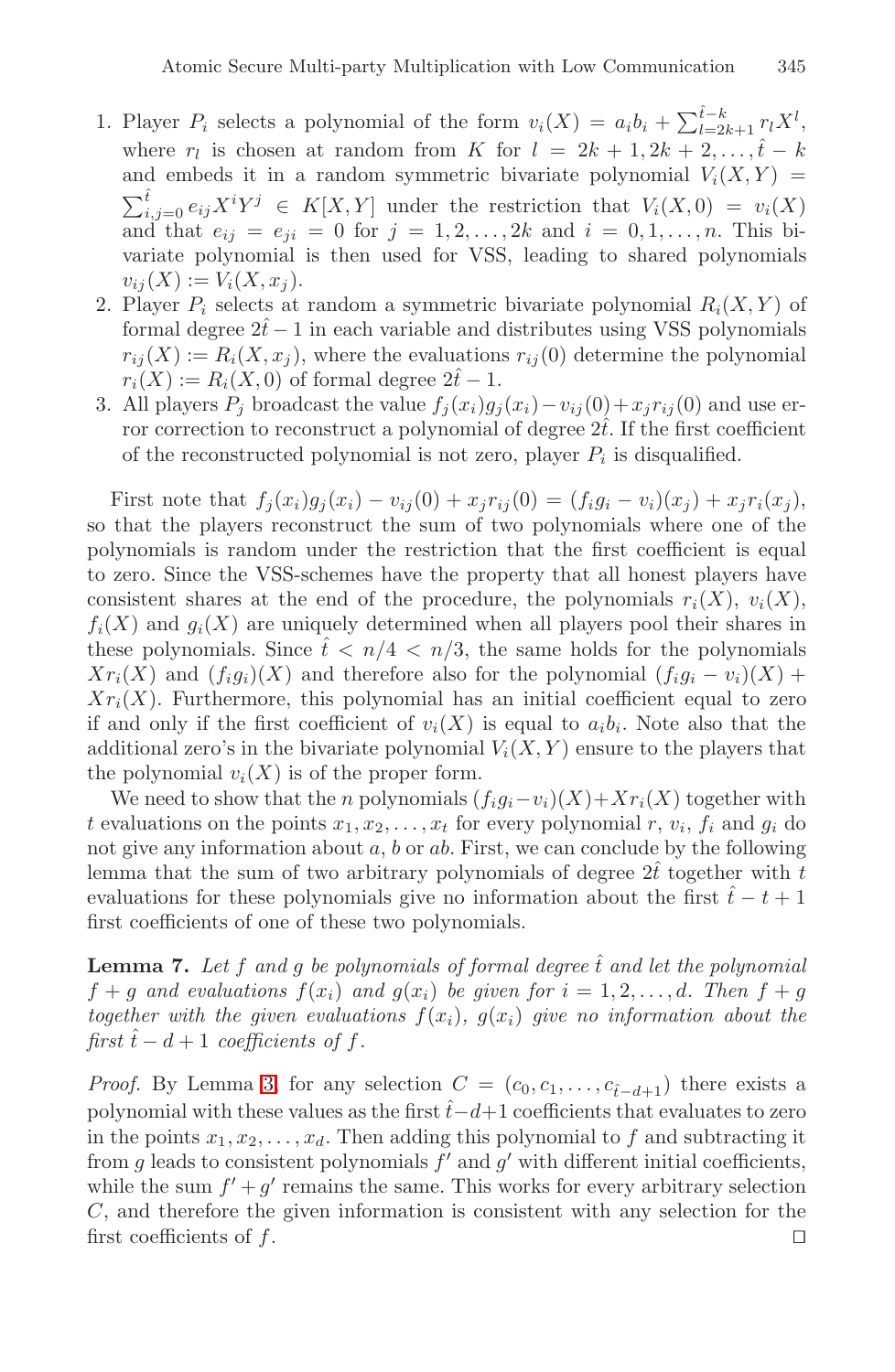1. Player $P_i$ selects a polynomial of the form $v_i(X) = a_i b_i + \sum_{l=2k+1}^{\hat{t}-k} r_l X^l$, where $r_l$ is chosen at random from $K$ for $l = 2k+1, 2k+2, \ldots, \hat{t}-k$ and embeds it in a random symmetric bivariate polynomial $V_i(X,Y) = \sum_{i,j=0}^{\hat{t}} e_{ij} X^i Y^j \in K[X,Y]$ under the restriction that $V_i(X,0) = v_i(X)$ and that $e_{ij} = e_{ji} = 0$ for $j = 1, 2, \ldots, 2k$ and $i = 0, 1, \ldots, n$. This bivariate polynomial is then used for VSS, leading to shared polynomials $v_{ij}(X) := V_i(X, x_j)$.
2. Player $P_i$ selects at random a symmetric bivariate polynomial $R_i(X,Y)$ of formal degree $2\hat{t}-1$ in each variable and distributes using VSS polynomials $r_{ij}(X) := R_i(X, x_j)$, where the evaluations $r_{ij}(0)$ determine the polynomial $r_i(X) := R_i(X, 0)$ of formal degree $2\hat{t}-1$.
3. All players $P_j$ broadcast the value $f_j(x_i)g_j(x_i) - v_{ij}(0) + x_j r_{ij}(0)$ and use error correction to reconstruct a polynomial of degree $2\hat{t}$. If the first coefficient of the reconstructed polynomial is not zero, player $P_i$ is disqualified.

First note that $f_j(x_i)g_j(x_i) - v_{ij}(0) + x_j r_{ij}(0) = (f_i g_i - v_i)(x_j) + x_j r_i(x_j)$, so that the players reconstruct the sum of two polynomials where one of the polynomials is random under the restriction that the first coefficient is equal to zero. Since the VSS-schemes have the property that all honest players have consistent shares at the end of the procedure, the polynomials $r_i(X)$, $v_i(X)$, $f_i(X)$ and $g_i(X)$ are uniquely determined when all players pool their shares in these polynomials. Since $\hat{t} < n/4 < n/3$, the same holds for the polynomials $X r_i(X)$ and $(f_i g_i)(X)$ and therefore also for the polynomial $(f_i g_i - v_i)(X) + X r_i(X)$. Furthermore, this polynomial has an initial coefficient equal to zero if and only if the first coefficient of $v_i(X)$ is equal to $a_i b_i$. Note also that the additional zero's in the bivariate polynomial $V_i(X,Y)$ ensure to the players that the polynomial $v_i(X)$ is of the proper form.

We need to show that the $n$ polynomials $(f_i g_i - v_i)(X) + X r_i(X)$ together with $t$ evaluations on the points $x_1, x_2, \ldots, x_t$ for every polynomial $r$, $v_i$, $f_i$ and $g_i$ do not give any information about $a$, $b$ or $ab$. First, we can conclude by the following lemma that the sum of two arbitrary polynomials of degree $2\hat{t}$ together with $t$ evaluations for these polynomials give no information about the first $\hat{t} - t + 1$ first coefficients of one of these two polynomials.

**Lemma 7.** *Let $f$ and $g$ be polynomials of formal degree $\hat{t}$ and let the polynomial $f + g$ and evaluations $f(x_i)$ and $g(x_i)$ be given for $i = 1, 2, \ldots, d$. Then $f + g$ together with the given evaluations $f(x_i)$, $g(x_i)$ give no information about the first $\hat{t} - d + 1$ coefficients of $f$.*

*Proof.* By Lemma 3, for any selection $C = (c_0, c_1, \ldots, c_{\hat{t}-d+1})$ there exists a polynomial with these values as the first $\hat{t} - d + 1$ coefficients that evaluates to zero in the points $x_1, x_2, \ldots, x_d$. Then adding this polynomial to $f$ and subtracting it from $g$ leads to consistent polynomials $f'$ and $g'$ with different initial coefficients, while the sum $f' + g'$ remains the same. This works for every arbitrary selection $C$, and therefore the given information is consistent with any selection for the first coefficients of $f$. □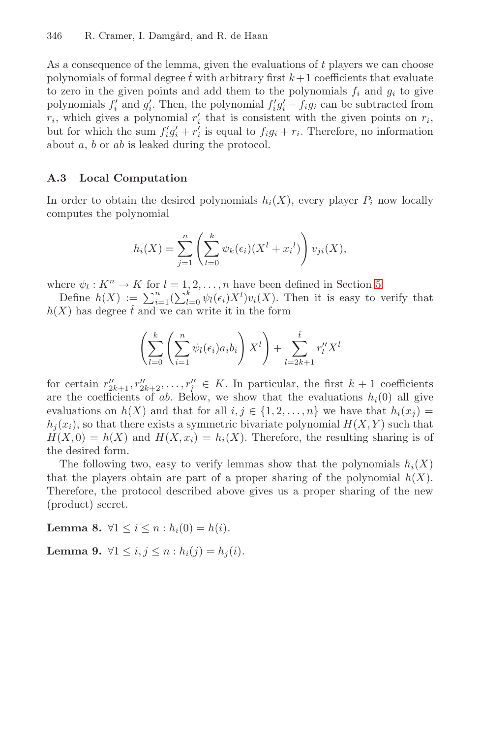As a consequence of the lemma, given the evaluations of $t$ players we can choose polynomials of formal degree $\hat{t}$ with arbitrary first $k+1$ coefficients that evaluate to zero in the given points and add them to the polynomials $f_i$ and $g_i$ to give polynomials $f_i'$ and $g_i'$. Then, the polynomial $f_i'g_i' - f_ig_i$ can be subtracted from $r_i$, which gives a polynomial $r_i'$ that is consistent with the given points on $r_i$, but for which the sum $f_i'g_i' + r_i'$ is equal to $f_ig_i + r_i$. Therefore, no information about $a$, $b$ or $ab$ is leaked during the protocol.

### A.3 Local Computation

In order to obtain the desired polynomials $h_i(X)$, every player $P_i$ now locally computes the polynomial

$$h_i(X) = \sum_{j=1}^{n} \left( \sum_{l=0}^{k} \psi_k(\epsilon_i)(X^l + x_i{}^l) \right) v_{ji}(X),$$

where $\psi_l : K^n \to K$ for $l = 1, 2, \ldots, n$ have been defined in Section 5.

Define $h(X) := \sum_{i=1}^{n} (\sum_{l=0}^{k} \psi_l(\epsilon_i) X^l) v_i(X)$. Then it is easy to verify that $h(X)$ has degree $\hat{t}$ and we can write it in the form

$$\left( \sum_{l=0}^{k} \left( \sum_{i=1}^{n} \psi_l(\epsilon_i) a_i b_i \right) X^l \right) + \sum_{l=2k+1}^{\hat{t}} r_l'' X^l$$

for certain $r_{2k+1}'', r_{2k+2}'', \ldots, r_{\hat{t}}'' \in K$. In particular, the first $k+1$ coefficients are the coefficients of $ab$. Below, we show that the evaluations $h_i(0)$ all give evaluations on $h(X)$ and that for all $i, j \in \{1, 2, \ldots, n\}$ we have that $h_i(x_j) = h_j(x_i)$, so that there exists a symmetric bivariate polynomial $H(X, Y)$ such that $H(X, 0) = h(X)$ and $H(X, x_i) = h_i(X)$. Therefore, the resulting sharing is of the desired form.

The following two, easy to verify lemmas show that the polynomials $h_i(X)$ that the players obtain are part of a proper sharing of the polynomial $h(X)$. Therefore, the protocol described above gives us a proper sharing of the new (product) secret.

**Lemma 8.** $\forall 1 \leq i \leq n : h_i(0) = h(i)$.

**Lemma 9.** $\forall 1 \leq i, j \leq n : h_i(j) = h_j(i)$.